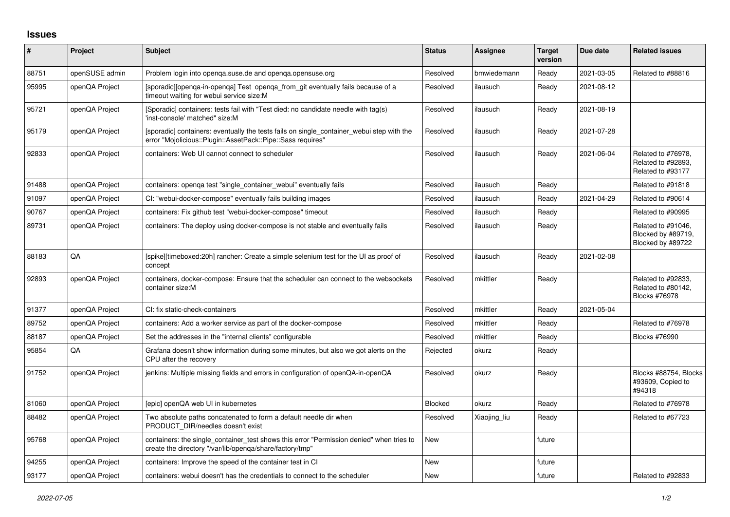## Issues

| # | Project | Subject | Status | Assignee | Target version | Due date | Related issues |
|---|---|---|---|---|---|---|---|
| 88751 | openSUSE admin | Problem login into openqa.suse.de and openqa.opensuse.org | Resolved | bmwiedemann | Ready | 2021-03-05 | Related to #88816 |
| 95995 | openQA Project | [sporadic][openqa-in-openqa] Test openqa_from_git eventually fails because of a timeout waiting for webui service size:M | Resolved | ilausuch | Ready | 2021-08-12 | |
| 95721 | openQA Project | [Sporadic] containers: tests fail with "Test died: no candidate needle with tag(s) 'inst-console' matched" size:M | Resolved | ilausuch | Ready | 2021-08-19 | |
| 95179 | openQA Project | [sporadic] containers: eventually the tests fails on single_container_webui step with the error "Mojolicious::Plugin::AssetPack::Pipe::Sass requires" | Resolved | ilausuch | Ready | 2021-07-28 | |
| 92833 | openQA Project | containers: Web UI cannot connect to scheduler | Resolved | ilausuch | Ready | 2021-06-04 | Related to #76978, Related to #92893, Related to #93177 |
| 91488 | openQA Project | containers: openqa test "single_container_webui" eventually fails | Resolved | ilausuch | Ready | | Related to #91818 |
| 91097 | openQA Project | CI: "webui-docker-compose" eventually fails building images | Resolved | ilausuch | Ready | 2021-04-29 | Related to #90614 |
| 90767 | openQA Project | containers: Fix github test "webui-docker-compose" timeout | Resolved | ilausuch | Ready | | Related to #90995 |
| 89731 | openQA Project | containers: The deploy using docker-compose is not stable and eventually fails | Resolved | ilausuch | Ready | | Related to #91046, Blocked by #89719, Blocked by #89722 |
| 88183 | QA | [spike][timeboxed:20h] rancher: Create a simple selenium test for the UI as proof of concept | Resolved | ilausuch | Ready | 2021-02-08 | |
| 92893 | openQA Project | containers, docker-compose: Ensure that the scheduler can connect to the websockets container size:M | Resolved | mkittler | Ready | | Related to #92833, Related to #80142, Blocks #76978 |
| 91377 | openQA Project | CI: fix static-check-containers | Resolved | mkittler | Ready | 2021-05-04 | |
| 89752 | openQA Project | containers: Add a worker service as part of the docker-compose | Resolved | mkittler | Ready | | Related to #76978 |
| 88187 | openQA Project | Set the addresses in the "internal clients" configurable | Resolved | mkittler | Ready | | Blocks #76990 |
| 95854 | QA | Grafana doesn't show information during some minutes, but also we got alerts on the CPU after the recovery | Rejected | okurz | Ready | | |
| 91752 | openQA Project | jenkins: Multiple missing fields and errors in configuration of openQA-in-openQA | Resolved | okurz | Ready | | Blocks #88754, Blocks #93609, Copied to #94318 |
| 81060 | openQA Project | [epic] openQA web UI in kubernetes | Blocked | okurz | Ready | | Related to #76978 |
| 88482 | openQA Project | Two absolute paths concatenated to form a default needle dir when PRODUCT_DIR/needles doesn't exist | Resolved | Xiaojing_liu | Ready | | Related to #67723 |
| 95768 | openQA Project | containers: the single_container_test shows this error "Permission denied" when tries to create the directory "/var/lib/openqa/share/factory/tmp" | New | | future | | |
| 94255 | openQA Project | containers: Improve the speed of the container test in CI | New | | future | | |
| 93177 | openQA Project | containers: webui doesn't has the credentials to connect to the scheduler | New | | future | | Related to #92833 |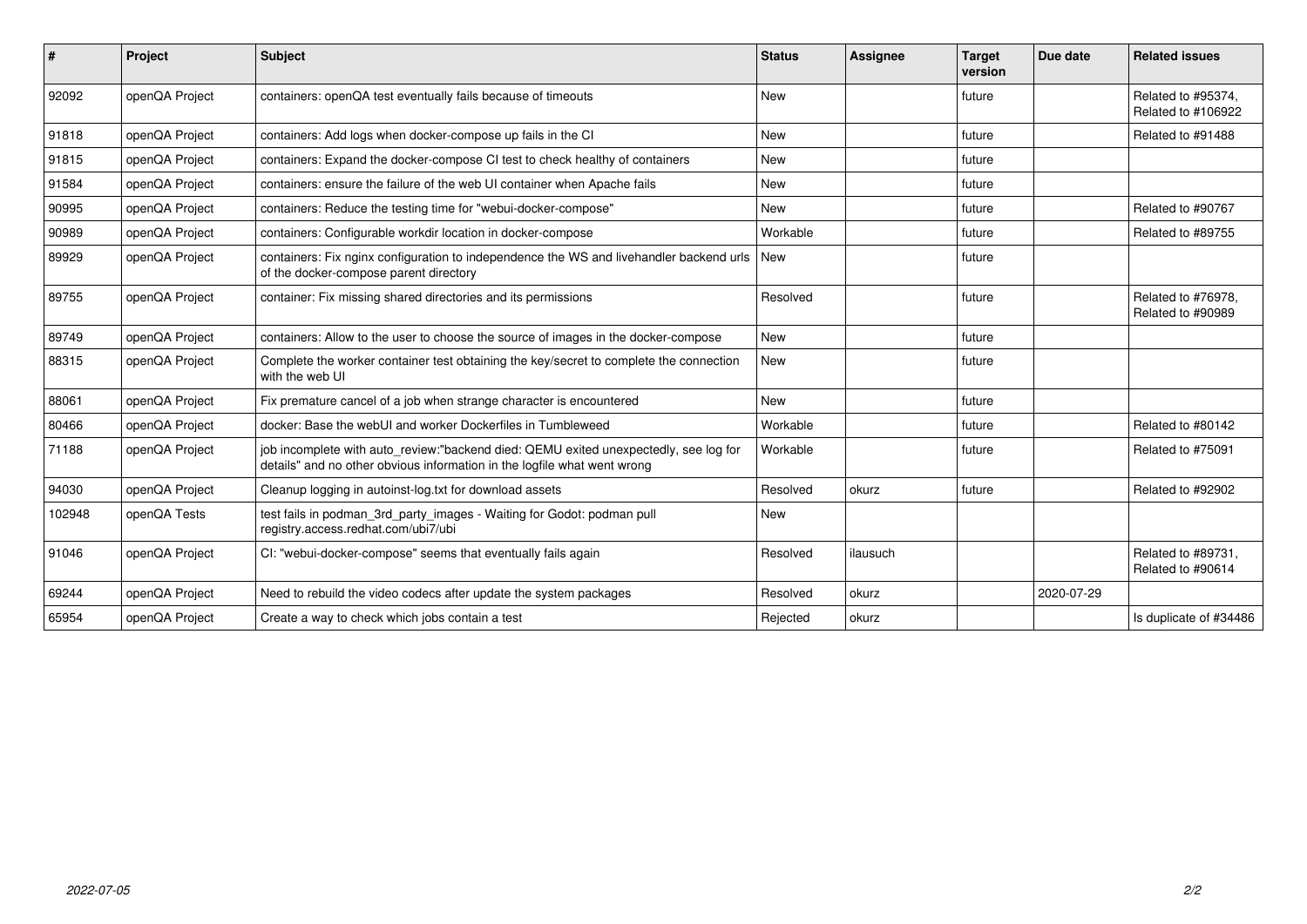| # | Project | Subject | Status | Assignee | Target version | Due date | Related issues |
|---|---|---|---|---|---|---|---|
| 92092 | openQA Project | containers: openQA test eventually fails because of timeouts | New | | future | | Related to #95374, Related to #106922 |
| 91818 | openQA Project | containers: Add logs when docker-compose up fails in the CI | New | | future | | Related to #91488 |
| 91815 | openQA Project | containers: Expand the docker-compose CI test to check healthy of containers | New | | future | | |
| 91584 | openQA Project | containers: ensure the failure of the web UI container when Apache fails | New | | future | | |
| 90995 | openQA Project | containers: Reduce the testing time for "webui-docker-compose" | New | | future | | Related to #90767 |
| 90989 | openQA Project | containers: Configurable workdir location in docker-compose | Workable | | future | | Related to #89755 |
| 89929 | openQA Project | containers: Fix nginx configuration to independence the WS and livehandler backend urls of the docker-compose parent directory | New | | future | | |
| 89755 | openQA Project | container: Fix missing shared directories and its permissions | Resolved | | future | | Related to #76978, Related to #90989 |
| 89749 | openQA Project | containers: Allow to the user to choose the source of images in the docker-compose | New | | future | | |
| 88315 | openQA Project | Complete the worker container test obtaining the key/secret to complete the connection with the web UI | New | | future | | |
| 88061 | openQA Project | Fix premature cancel of a job when strange character is encountered | New | | future | | |
| 80466 | openQA Project | docker: Base the webUI and worker Dockerfiles in Tumbleweed | Workable | | future | | Related to #80142 |
| 71188 | openQA Project | job incomplete with auto_review:"backend died: QEMU exited unexpectedly, see log for details" and no other obvious information in the logfile what went wrong | Workable | | future | | Related to #75091 |
| 94030 | openQA Project | Cleanup logging in autoinst-log.txt for download assets | Resolved | okurz | future | | Related to #92902 |
| 102948 | openQA Tests | test fails in podman_3rd_party_images - Waiting for Godot: podman pull registry.access.redhat.com/ubi7/ubi | New | | | | |
| 91046 | openQA Project | CI: "webui-docker-compose" seems that eventually fails again | Resolved | ilausuch | | | Related to #89731, Related to #90614 |
| 69244 | openQA Project | Need to rebuild the video codecs after update the system packages | Resolved | okurz | | 2020-07-29 | |
| 65954 | openQA Project | Create a way to check which jobs contain a test | Rejected | okurz | | | Is duplicate of #34486 |